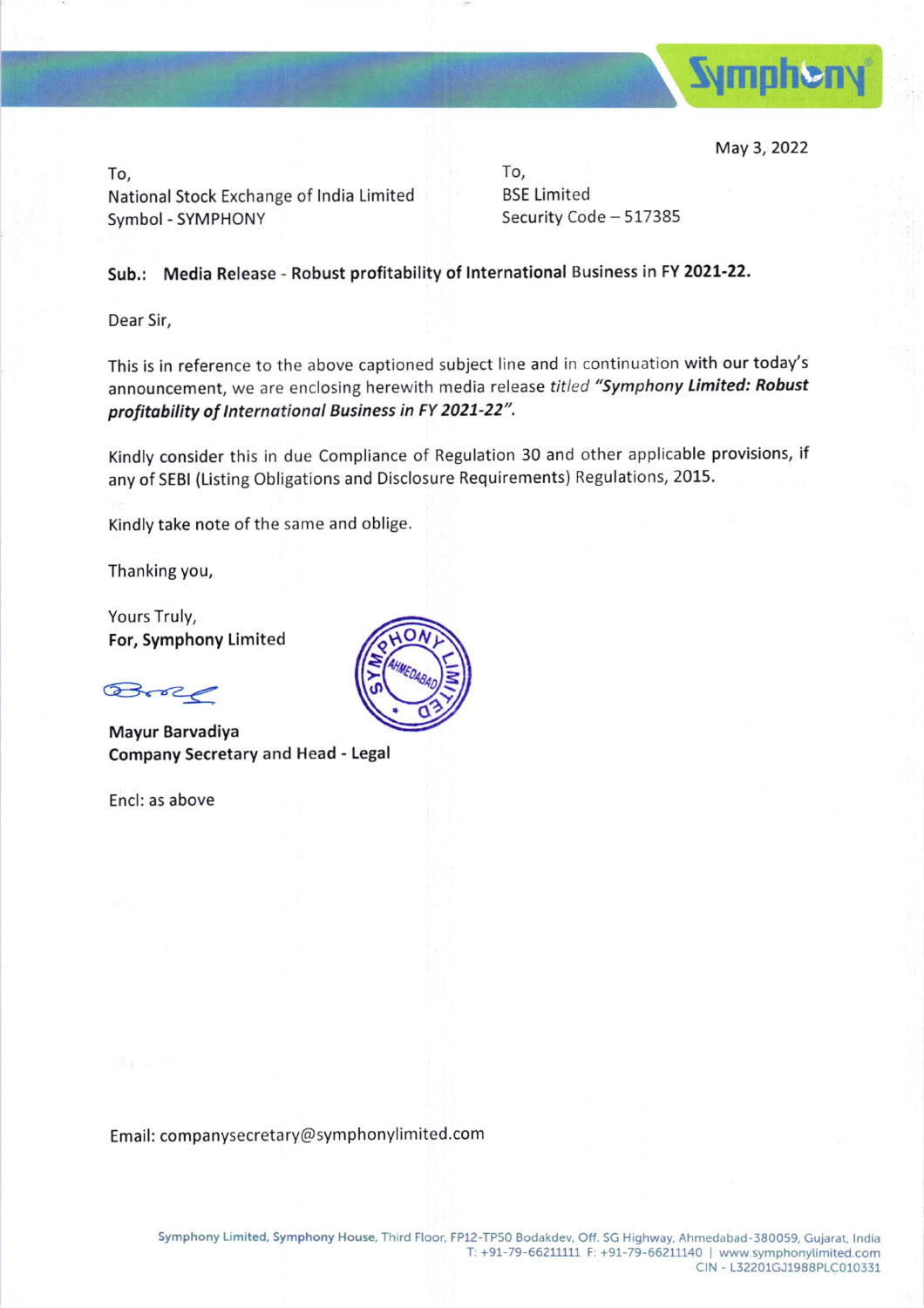May 3, 2022

To,
National Stock Exchange of India Limited
Symbol - SYMPHONY

To,
BSE Limited
Security Code – 517385

**Sub.: Media Release - Robust profitability of International Business in FY 2021-22.**

Dear Sir,

This is in reference to the above captioned subject line and in continuation with our today's announcement, we are enclosing herewith media release *titled* ***"Symphony Limited: Robust profitability of International Business in FY 2021-22".***

Kindly consider this in due Compliance of Regulation 30 and other applicable provisions, if any of SEBI (Listing Obligations and Disclosure Requirements) Regulations, 2015.

Kindly take note of the same and oblige.

Thanking you,

Yours Truly,
**For, Symphony Limited**

**Mayur Barvadiya**
**Company Secretary and Head - Legal**

Encl: as above

Email: companysecretary@symphonylimited.com

Symphony Limited, Symphony House, Third Floor, FP12-TP50 Bodakdev, Off. SG Highway, Ahmedabad-380059, Gujarat, India
T: +91-79-66211111 F: +91-79-66211140 | www.symphonylimited.com
CIN - L32201GJ1988PLC010331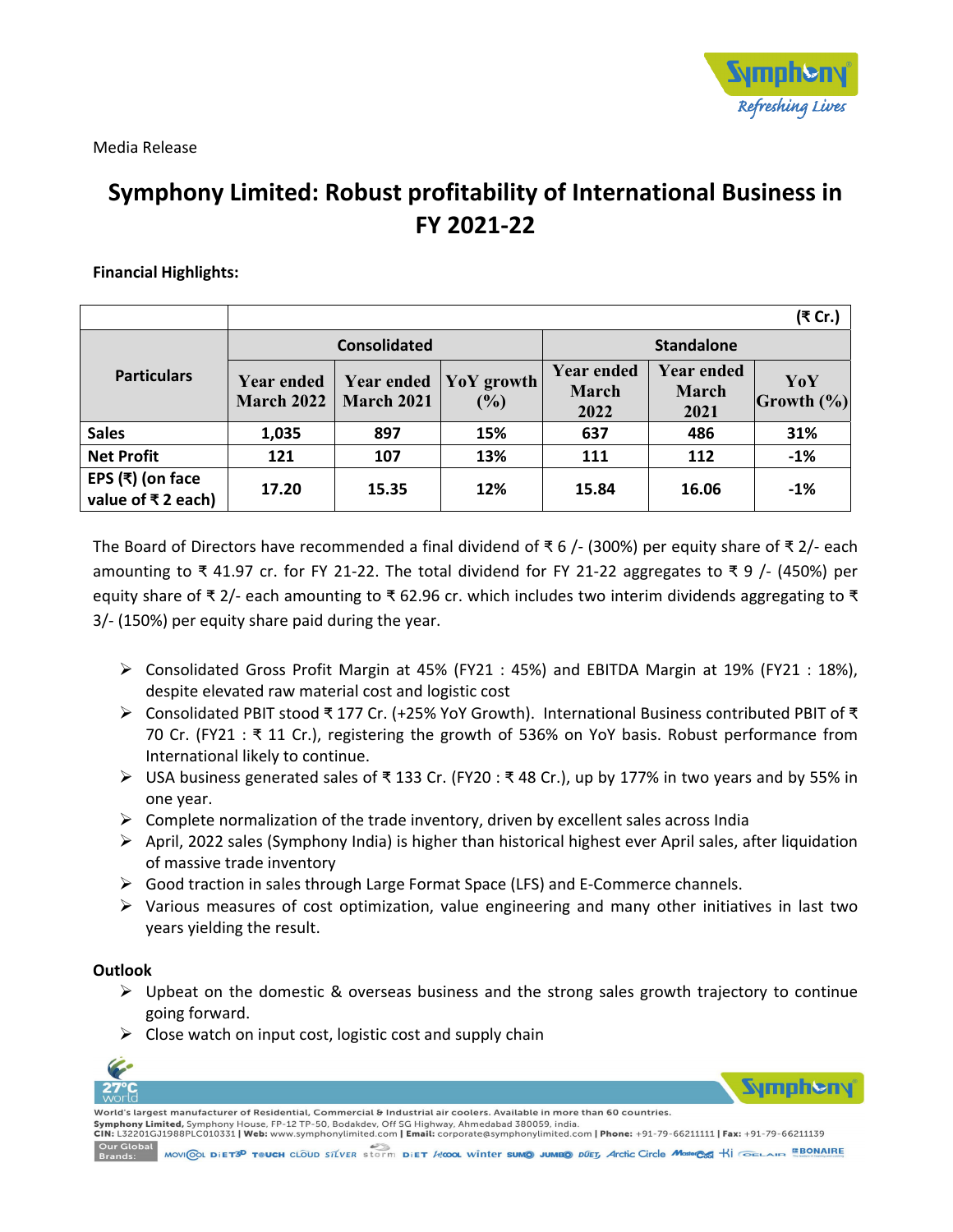Media Release

# Symphony Limited: Robust profitability of International Business in FY 2021-22

**Financial Highlights:**

| Particulars | Consolidated | | | Standalone | | |
|---|---|---|---|---|---|---|
| | | | | | | (₹ Cr.) |
| | Year ended March 2022 | Year ended March 2021 | YoY growth (%) | Year ended March 2022 | Year ended March 2021 | YoY Growth (%) |
| **Sales** | **1,035** | **897** | **15%** | **637** | **486** | **31%** |
| **Net Profit** | **121** | **107** | **13%** | **111** | **112** | **-1%** |
| **EPS (₹) (on face value of ₹ 2 each)** | **17.20** | **15.35** | **12%** | **15.84** | **16.06** | **-1%** |

The Board of Directors have recommended a final dividend of ₹ 6 /- (300%) per equity share of ₹ 2/- each amounting to ₹ 41.97 cr. for FY 21-22. The total dividend for FY 21-22 aggregates to ₹ 9 /- (450%) per equity share of ₹ 2/- each amounting to ₹ 62.96 cr. which includes two interim dividends aggregating to ₹ 3/- (150%) per equity share paid during the year.

- Consolidated Gross Profit Margin at 45% (FY21 : 45%) and EBITDA Margin at 19% (FY21 : 18%), despite elevated raw material cost and logistic cost
- Consolidated PBIT stood ₹ 177 Cr. (+25% YoY Growth). International Business contributed PBIT of ₹ 70 Cr. (FY21 : ₹ 11 Cr.), registering the growth of 536% on YoY basis. Robust performance from International likely to continue.
- USA business generated sales of ₹ 133 Cr. (FY20 : ₹ 48 Cr.), up by 177% in two years and by 55% in one year.
- Complete normalization of the trade inventory, driven by excellent sales across India
- April, 2022 sales (Symphony India) is higher than historical highest ever April sales, after liquidation of massive trade inventory
- Good traction in sales through Large Format Space (LFS) and E-Commerce channels.
- Various measures of cost optimization, value engineering and many other initiatives in last two years yielding the result.

**Outlook**

- Upbeat on the domestic & overseas business and the strong sales growth trajectory to continue going forward.
- Close watch on input cost, logistic cost and supply chain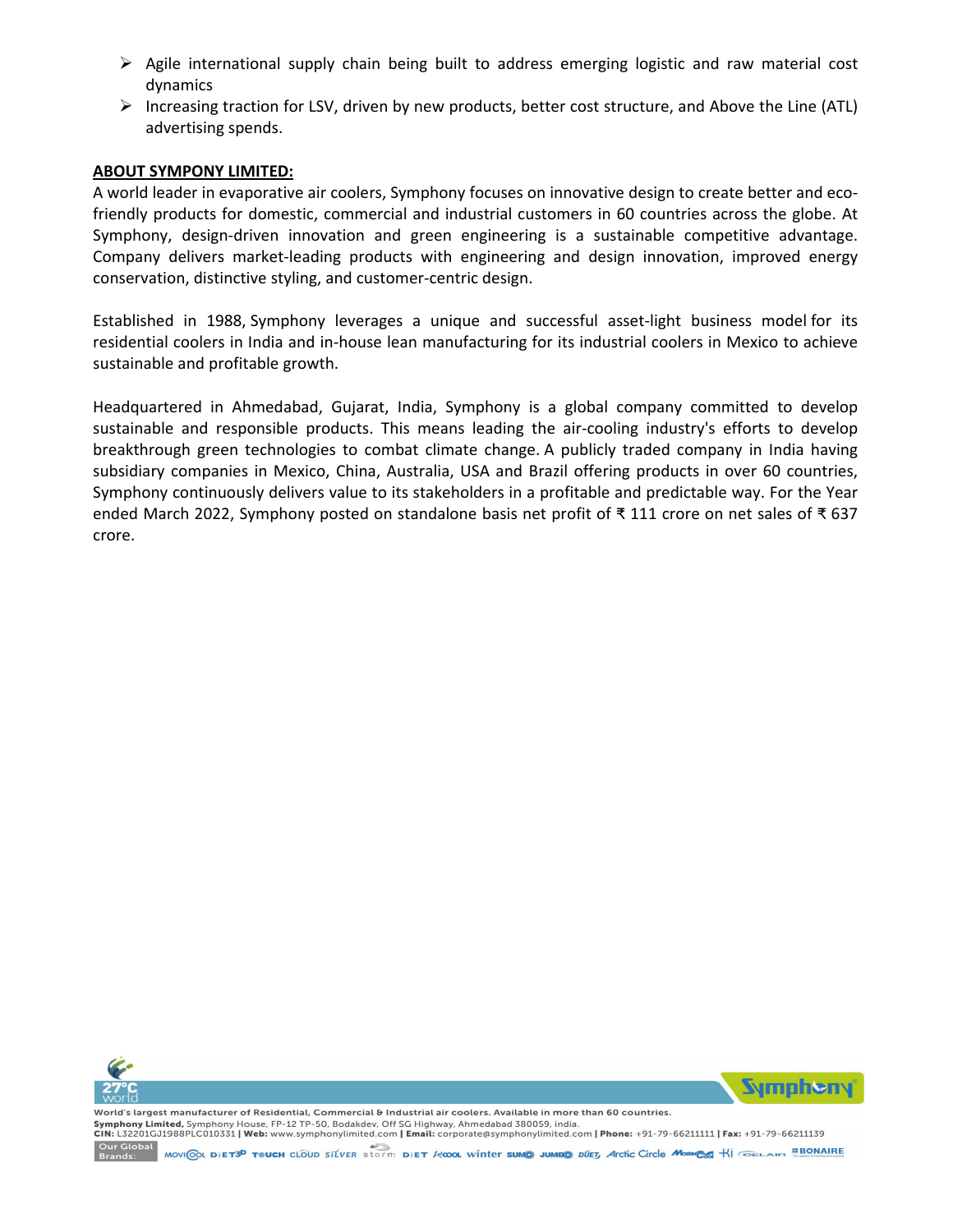- Agile international supply chain being built to address emerging logistic and raw material cost dynamics
- Increasing traction for LSV, driven by new products, better cost structure, and Above the Line (ATL) advertising spends.

**ABOUT SYMPONY LIMITED:**

A world leader in evaporative air coolers, Symphony focuses on innovative design to create better and eco-friendly products for domestic, commercial and industrial customers in 60 countries across the globe. At Symphony, design-driven innovation and green engineering is a sustainable competitive advantage. Company delivers market-leading products with engineering and design innovation, improved energy conservation, distinctive styling, and customer-centric design.

Established in 1988, Symphony leverages a unique and successful asset-light business model for its residential coolers in India and in-house lean manufacturing for its industrial coolers in Mexico to achieve sustainable and profitable growth.

Headquartered in Ahmedabad, Gujarat, India, Symphony is a global company committed to develop sustainable and responsible products. This means leading the air-cooling industry's efforts to develop breakthrough green technologies to combat climate change. A publicly traded company in India having subsidiary companies in Mexico, China, Australia, USA and Brazil offering products in over 60 countries, Symphony continuously delivers value to its stakeholders in a profitable and predictable way. For the Year ended March 2022, Symphony posted on standalone basis net profit of ₹ 111 crore on net sales of ₹ 637 crore.